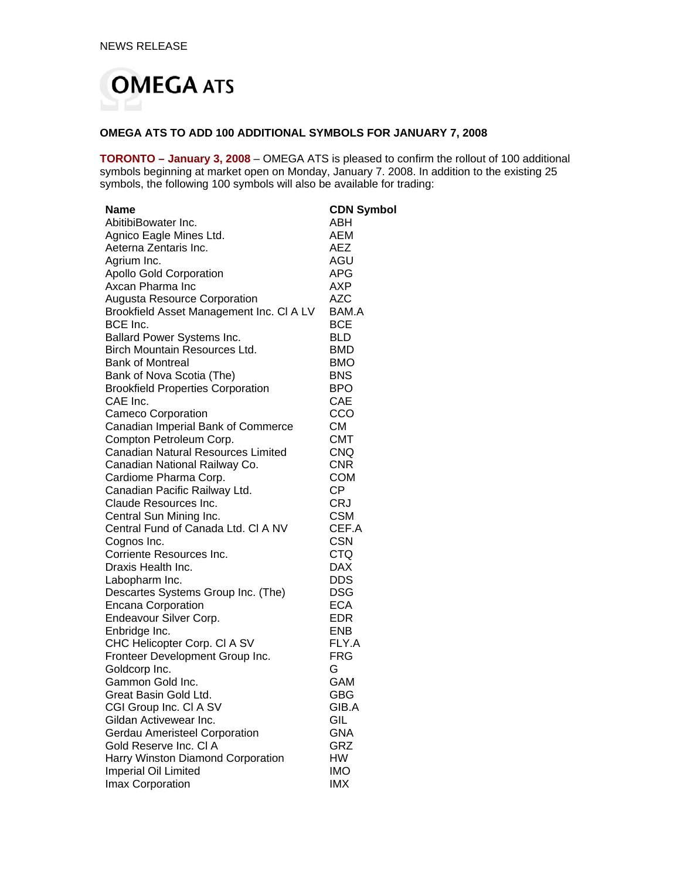NEWS RELEASE

# OMEGA ATS

**OMEGA ATS TO ADD 100 ADDITIONAL SYMBOLS FOR JANUARY 7, 2008**

**TORONTO – January 3, 2008** – OMEGA ATS is pleased to confirm the rollout of 100 additional symbols beginning at market open on Monday, January 7. 2008. In addition to the existing 25 symbols, the following 100 symbols will also be available for trading:

| Name | CDN Symbol |
|---|---|
| AbitibiBowater Inc. | ABH |
| Agnico Eagle Mines Ltd. | AEM |
| Aeterna Zentaris Inc. | AEZ |
| Agrium Inc. | AGU |
| Apollo Gold Corporation | APG |
| Axcan Pharma Inc | AXP |
| Augusta Resource Corporation | AZC |
| Brookfield Asset Management Inc. Cl A LV | BAM.A |
| BCE Inc. | BCE |
| Ballard Power Systems Inc. | BLD |
| Birch Mountain Resources Ltd. | BMD |
| Bank of Montreal | BMO |
| Bank of Nova Scotia (The) | BNS |
| Brookfield Properties Corporation | BPO |
| CAE Inc. | CAE |
| Cameco Corporation | CCO |
| Canadian Imperial Bank of Commerce | CM |
| Compton Petroleum Corp. | CMT |
| Canadian Natural Resources Limited | CNQ |
| Canadian National Railway Co. | CNR |
| Cardiome Pharma Corp. | COM |
| Canadian Pacific Railway Ltd. | CP |
| Claude Resources Inc. | CRJ |
| Central Sun Mining Inc. | CSM |
| Central Fund of Canada Ltd. Cl A NV | CEF.A |
| Cognos Inc. | CSN |
| Corriente Resources Inc. | CTQ |
| Draxis Health Inc. | DAX |
| Labopharm Inc. | DDS |
| Descartes Systems Group Inc. (The) | DSG |
| Encana Corporation | ECA |
| Endeavour Silver Corp. | EDR |
| Enbridge Inc. | ENB |
| CHC Helicopter Corp. Cl A SV | FLY.A |
| Fronteer Development Group Inc. | FRG |
| Goldcorp Inc. | G |
| Gammon Gold Inc. | GAM |
| Great Basin Gold Ltd. | GBG |
| CGI Group Inc. Cl A SV | GIB.A |
| Gildan Activewear Inc. | GIL |
| Gerdau Ameristeel Corporation | GNA |
| Gold Reserve Inc. Cl A | GRZ |
| Harry Winston Diamond Corporation | HW |
| Imperial Oil Limited | IMO |
| Imax Corporation | IMX |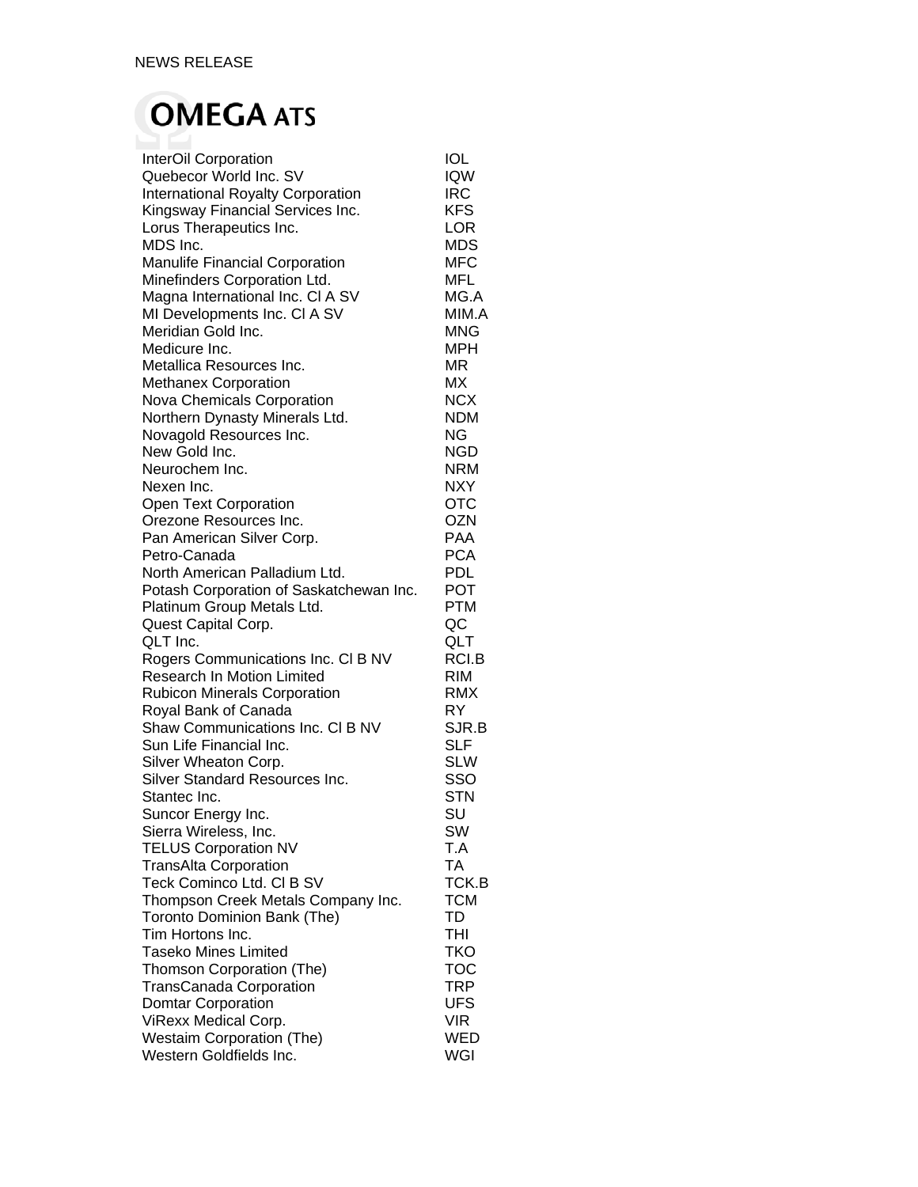NEWS RELEASE

**OMEGA ATS**

| | |
|---|---|
| InterOil Corporation | IOL |
| Quebecor World Inc. SV | IQW |
| International Royalty Corporation | IRC |
| Kingsway Financial Services Inc. | KFS |
| Lorus Therapeutics Inc. | LOR |
| MDS Inc. | MDS |
| Manulife Financial Corporation | MFC |
| Minefinders Corporation Ltd. | MFL |
| Magna International Inc. Cl A SV | MG.A |
| MI Developments Inc. Cl A SV | MIM.A |
| Meridian Gold Inc. | MNG |
| Medicure Inc. | MPH |
| Metallica Resources Inc. | MR |
| Methanex Corporation | MX |
| Nova Chemicals Corporation | NCX |
| Northern Dynasty Minerals Ltd. | NDM |
| Novagold Resources Inc. | NG |
| New Gold Inc. | NGD |
| Neurochem Inc. | NRM |
| Nexen Inc. | NXY |
| Open Text Corporation | OTC |
| Orezone Resources Inc. | OZN |
| Pan American Silver Corp. | PAA |
| Petro-Canada | PCA |
| North American Palladium Ltd. | PDL |
| Potash Corporation of Saskatchewan Inc. | POT |
| Platinum Group Metals Ltd. | PTM |
| Quest Capital Corp. | QC |
| QLT Inc. | QLT |
| Rogers Communications Inc. Cl B NV | RCI.B |
| Research In Motion Limited | RIM |
| Rubicon Minerals Corporation | RMX |
| Royal Bank of Canada | RY |
| Shaw Communications Inc. Cl B NV | SJR.B |
| Sun Life Financial Inc. | SLF |
| Silver Wheaton Corp. | SLW |
| Silver Standard Resources Inc. | SSO |
| Stantec Inc. | STN |
| Suncor Energy Inc. | SU |
| Sierra Wireless, Inc. | SW |
| TELUS Corporation NV | T.A |
| TransAlta Corporation | TA |
| Teck Cominco Ltd. Cl B SV | TCK.B |
| Thompson Creek Metals Company Inc. | TCM |
| Toronto Dominion Bank (The) | TD |
| Tim Hortons Inc. | THI |
| Taseko Mines Limited | TKO |
| Thomson Corporation (The) | TOC |
| TransCanada Corporation | TRP |
| Domtar Corporation | UFS |
| ViRexx Medical Corp. | VIR |
| Westaim Corporation (The) | WED |
| Western Goldfields Inc. | WGI |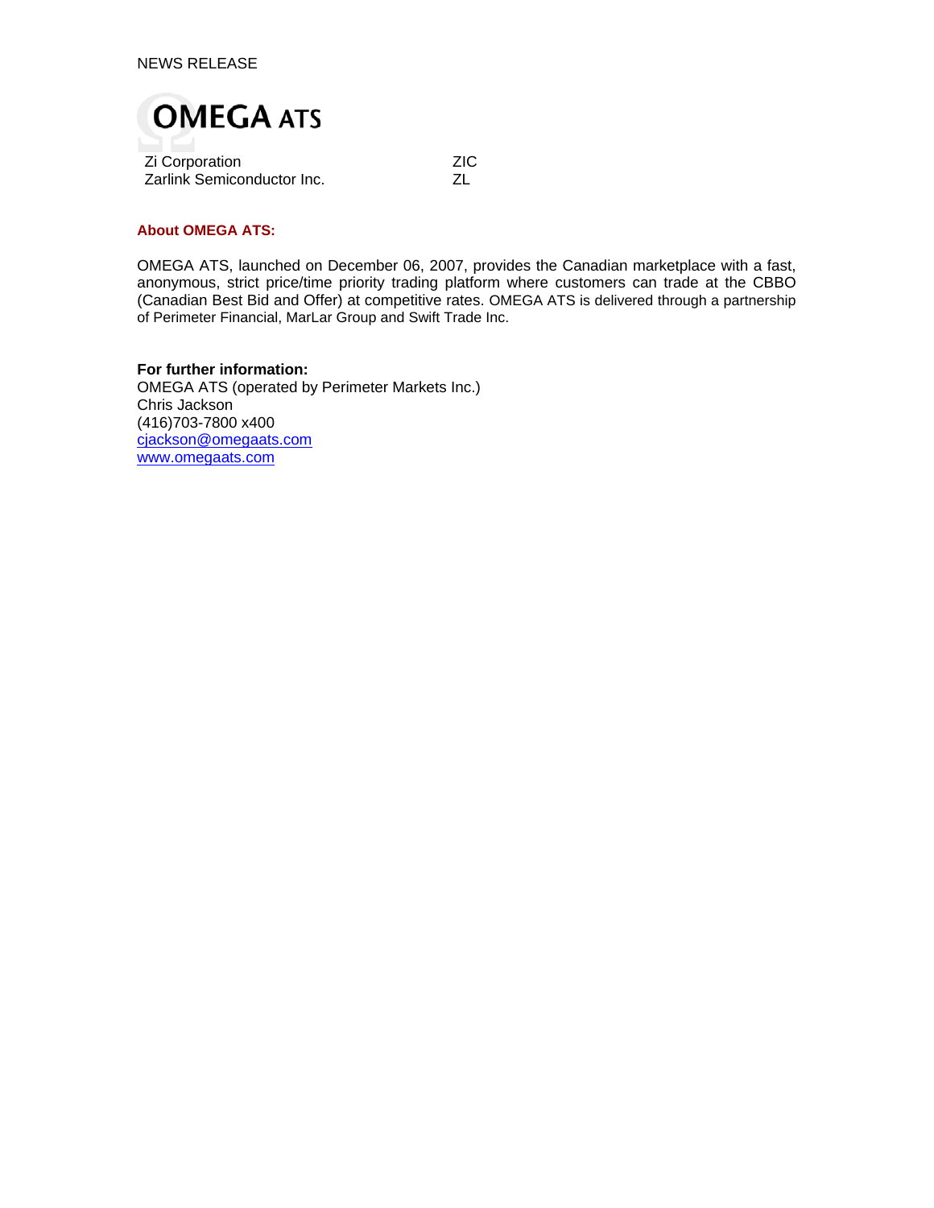NEWS RELEASE

# OMEGA ATS

| | |
|---|---|
| Zi Corporation | ZIC |
| Zarlink Semiconductor Inc. | ZL |

**About OMEGA ATS:**

OMEGA ATS, launched on December 06, 2007, provides the Canadian marketplace with a fast, anonymous, strict price/time priority trading platform where customers can trade at the CBBO (Canadian Best Bid and Offer) at competitive rates. OMEGA ATS is delivered through a partnership of Perimeter Financial, MarLar Group and Swift Trade Inc.

**For further information:**
OMEGA ATS (operated by Perimeter Markets Inc.)
Chris Jackson
(416)703-7800 x400
cjackson@omegaats.com
www.omegaats.com